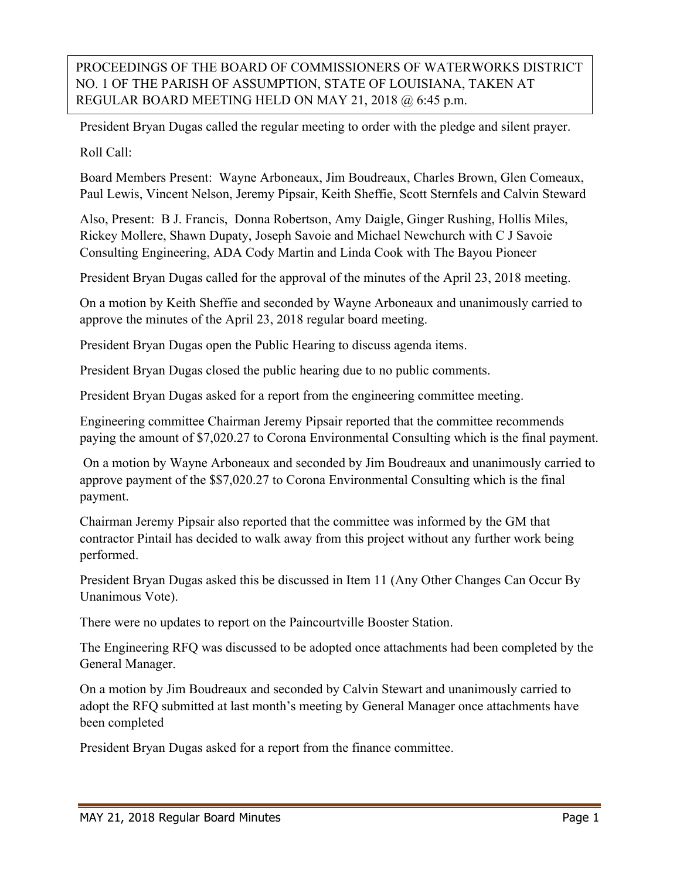**PROCEEDINGS OF THE BOARD OF COMMISSIONERS OF WATERWORKS DISTRICT NO. 1 OF THE PARISH OF ASSUMPTION, STATE OF LOUISIANA, TAKEN AT REGULAR BOARD MEETING HELD ON MAY 21, 2018 @ 6:45 p.m.**

President Bryan Dugas called the regular meeting to order with the pledge and silent prayer.

Roll Call:

Board Members Present: Wayne Arboneaux, Jim Boudreaux, Charles Brown, Glen Comeaux, Paul Lewis, Vincent Nelson, Jeremy Pipsair, Keith Sheffie, Scott Sternfels and Calvin Steward

Also, Present: B J. Francis, Donna Robertson, Amy Daigle, Ginger Rushing, Hollis Miles, Rickey Mollere, Shawn Dupaty, Joseph Savoie and Michael Newchurch with C J Savoie Consulting Engineering, ADA Cody Martin and Linda Cook with The Bayou Pioneer

President Bryan Dugas called for the approval of the minutes of the April 23, 2018 meeting.

On a motion by Keith Sheffie and seconded by Wayne Arboneaux and unanimously carried to approve the minutes of the April 23, 2018 regular board meeting.

President Bryan Dugas open the Public Hearing to discuss agenda items.

President Bryan Dugas closed the public hearing due to no public comments.

President Bryan Dugas asked for a report from the engineering committee meeting.

Engineering committee Chairman Jeremy Pipsair reported that the committee recommends paying the amount of $7,020.27 to Corona Environmental Consulting which is the final payment.

On a motion by Wayne Arboneaux and seconded by Jim Boudreaux and unanimously carried to approve payment of the $$7,020.27 to Corona Environmental Consulting which is the final payment.

Chairman Jeremy Pipsair also reported that the committee was informed by the GM that contractor Pintail has decided to walk away from this project without any further work being performed.

President Bryan Dugas asked this be discussed in Item 11 (Any Other Changes Can Occur By Unanimous Vote).

There were no updates to report on the Paincourtville Booster Station.

The Engineering RFQ was discussed to be adopted once attachments had been completed by the General Manager.

On a motion by Jim Boudreaux and seconded by Calvin Stewart and unanimously carried to adopt the RFQ submitted at last month's meeting by General Manager once attachments have been completed

President Bryan Dugas asked for a report from the finance committee.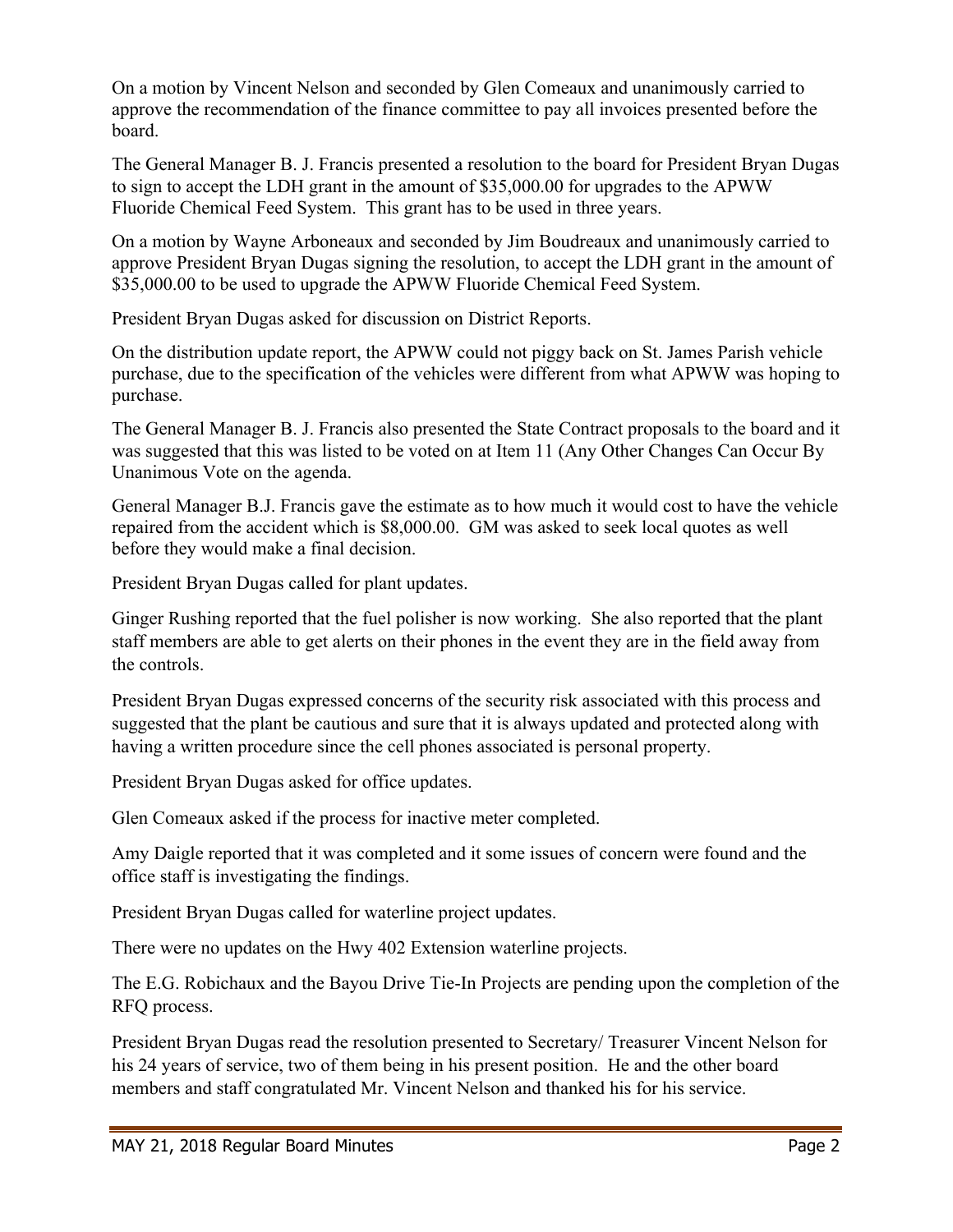On a motion by Vincent Nelson and seconded by Glen Comeaux and unanimously carried to approve the recommendation of the finance committee to pay all invoices presented before the board.

The General Manager B. J. Francis presented a resolution to the board for President Bryan Dugas to sign to accept the LDH grant in the amount of $35,000.00 for upgrades to the APWW Fluoride Chemical Feed System. This grant has to be used in three years.

On a motion by Wayne Arboneaux and seconded by Jim Boudreaux and unanimously carried to approve President Bryan Dugas signing the resolution, to accept the LDH grant in the amount of $35,000.00 to be used to upgrade the APWW Fluoride Chemical Feed System.

President Bryan Dugas asked for discussion on District Reports.

On the distribution update report, the APWW could not piggy back on St. James Parish vehicle purchase, due to the specification of the vehicles were different from what APWW was hoping to purchase.

The General Manager B. J. Francis also presented the State Contract proposals to the board and it was suggested that this was listed to be voted on at Item 11 (Any Other Changes Can Occur By Unanimous Vote on the agenda.

General Manager B.J. Francis gave the estimate as to how much it would cost to have the vehicle repaired from the accident which is $8,000.00. GM was asked to seek local quotes as well before they would make a final decision.

President Bryan Dugas called for plant updates.

Ginger Rushing reported that the fuel polisher is now working. She also reported that the plant staff members are able to get alerts on their phones in the event they are in the field away from the controls.

President Bryan Dugas expressed concerns of the security risk associated with this process and suggested that the plant be cautious and sure that it is always updated and protected along with having a written procedure since the cell phones associated is personal property.

President Bryan Dugas asked for office updates.

Glen Comeaux asked if the process for inactive meter completed.

Amy Daigle reported that it was completed and it some issues of concern were found and the office staff is investigating the findings.

President Bryan Dugas called for waterline project updates.

There were no updates on the Hwy 402 Extension waterline projects.

The E.G. Robichaux and the Bayou Drive Tie-In Projects are pending upon the completion of the RFQ process.

President Bryan Dugas read the resolution presented to Secretary/ Treasurer Vincent Nelson for his 24 years of service, two of them being in his present position. He and the other board members and staff congratulated Mr. Vincent Nelson and thanked his for his service.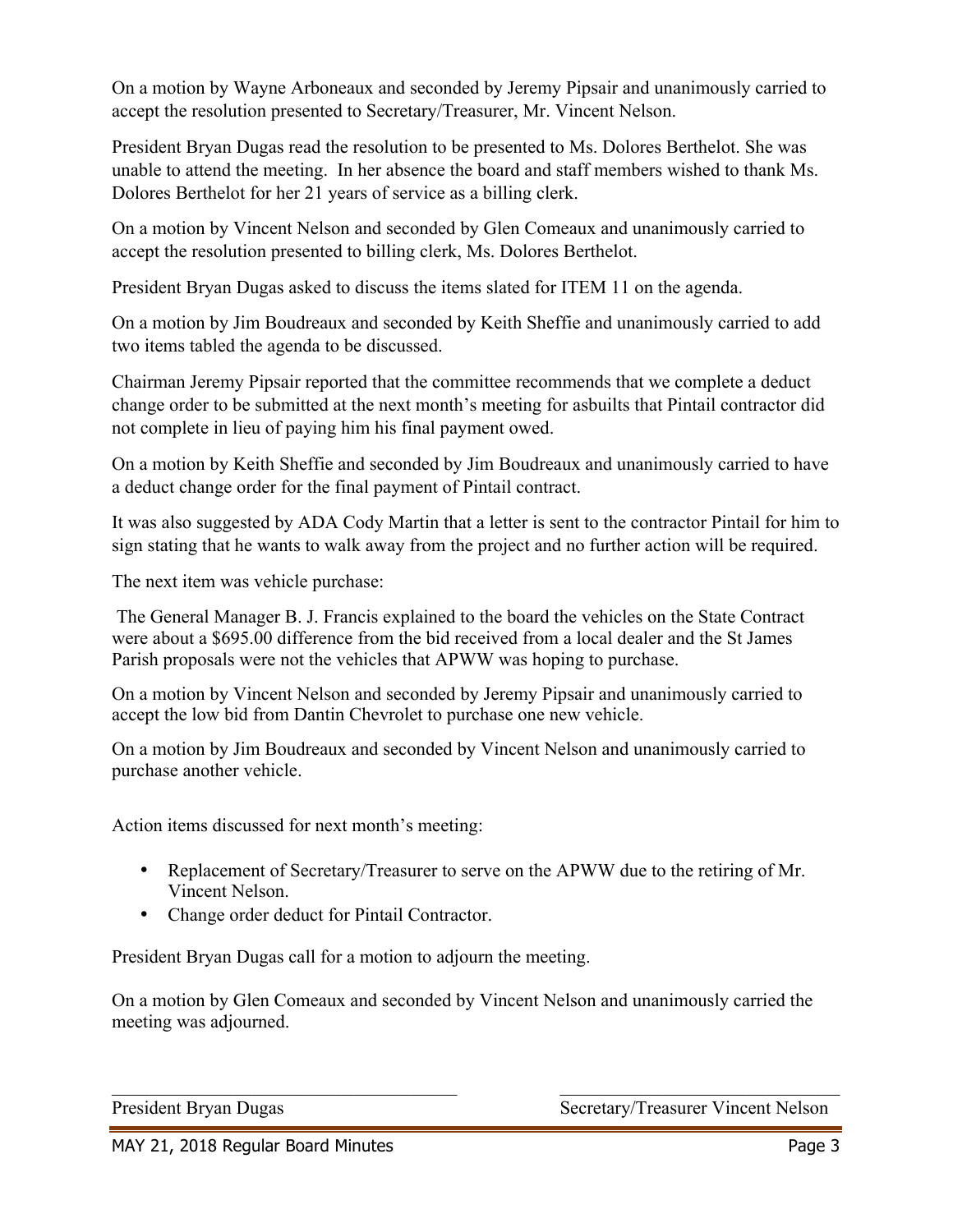On a motion by Wayne Arboneaux and seconded by Jeremy Pipsair and unanimously carried to accept the resolution presented to Secretary/Treasurer, Mr. Vincent Nelson.

President Bryan Dugas read the resolution to be presented to Ms. Dolores Berthelot. She was unable to attend the meeting. In her absence the board and staff members wished to thank Ms. Dolores Berthelot for her 21 years of service as a billing clerk.

On a motion by Vincent Nelson and seconded by Glen Comeaux and unanimously carried to accept the resolution presented to billing clerk, Ms. Dolores Berthelot.

President Bryan Dugas asked to discuss the items slated for ITEM 11 on the agenda.

On a motion by Jim Boudreaux and seconded by Keith Sheffie and unanimously carried to add two items tabled the agenda to be discussed.

Chairman Jeremy Pipsair reported that the committee recommends that we complete a deduct change order to be submitted at the next month's meeting for asbuilts that Pintail contractor did not complete in lieu of paying him his final payment owed.

On a motion by Keith Sheffie and seconded by Jim Boudreaux and unanimously carried to have a deduct change order for the final payment of Pintail contract.

It was also suggested by ADA Cody Martin that a letter is sent to the contractor Pintail for him to sign stating that he wants to walk away from the project and no further action will be required.

The next item was vehicle purchase:

The General Manager B. J. Francis explained to the board the vehicles on the State Contract were about a $695.00 difference from the bid received from a local dealer and the St James Parish proposals were not the vehicles that APWW was hoping to purchase.

On a motion by Vincent Nelson and seconded by Jeremy Pipsair and unanimously carried to accept the low bid from Dantin Chevrolet to purchase one new vehicle.

On a motion by Jim Boudreaux and seconded by Vincent Nelson and unanimously carried to purchase another vehicle.

Action items discussed for next month's meeting:

- Replacement of Secretary/Treasurer to serve on the APWW due to the retiring of Mr. Vincent Nelson.
- Change order deduct for Pintail Contractor.

President Bryan Dugas call for a motion to adjourn the meeting.

On a motion by Glen Comeaux and seconded by Vincent Nelson and unanimously carried the meeting was adjourned.

\_\_\_\_\_\_\_\_\_\_\_\_\_\_\_\_\_\_\_\_\_\_\_\_\_\_\_\_\_\_\_\_\_\_\_\_\_\_ \_\_\_\_\_\_\_\_\_\_\_\_\_\_\_\_\_\_\_\_\_\_\_\_\_\_\_\_\_\_\_\_\_\_\_

President Bryan Dugas Secretary/Treasurer Vincent Nelson